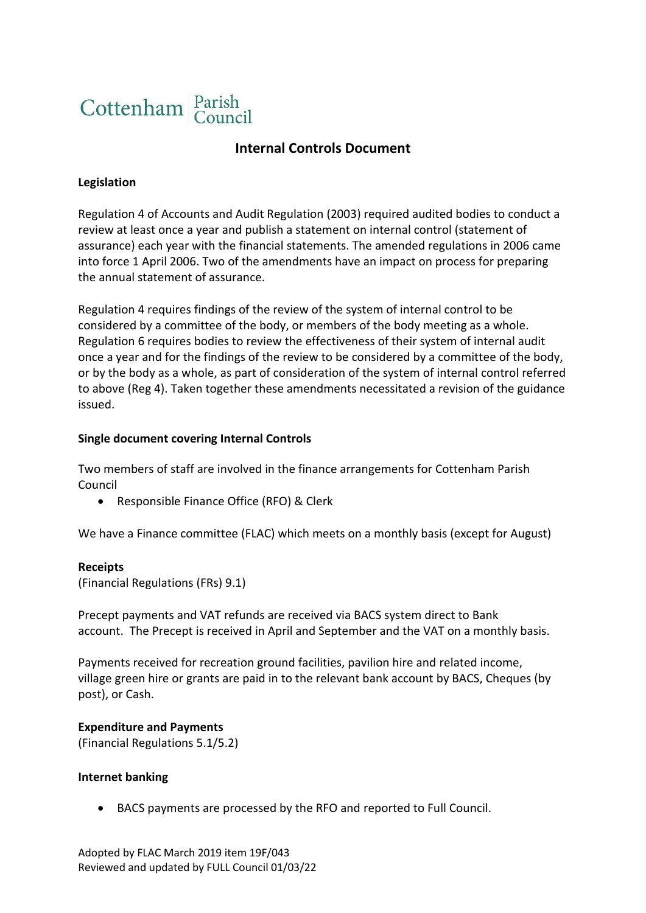Cottenham Parish Council

# Internal Controls Document

**Legislation**

Regulation 4 of Accounts and Audit Regulation (2003) required audited bodies to conduct a review at least once a year and publish a statement on internal control (statement of assurance) each year with the financial statements. The amended regulations in 2006 came into force 1 April 2006. Two of the amendments have an impact on process for preparing the annual statement of assurance.

Regulation 4 requires findings of the review of the system of internal control to be considered by a committee of the body, or members of the body meeting as a whole. Regulation 6 requires bodies to review the effectiveness of their system of internal audit once a year and for the findings of the review to be considered by a committee of the body, or by the body as a whole, as part of consideration of the system of internal control referred to above (Reg 4). Taken together these amendments necessitated a revision of the guidance issued.

**Single document covering Internal Controls**

Two members of staff are involved in the finance arrangements for Cottenham Parish Council

- Responsible Finance Office (RFO) & Clerk

We have a Finance committee (FLAC) which meets on a monthly basis (except for August)

**Receipts**
(Financial Regulations (FRs) 9.1)

Precept payments and VAT refunds are received via BACS system direct to Bank account. The Precept is received in April and September and the VAT on a monthly basis.

Payments received for recreation ground facilities, pavilion hire and related income, village green hire or grants are paid in to the relevant bank account by BACS, Cheques (by post), or Cash.

**Expenditure and Payments**
(Financial Regulations 5.1/5.2)

**Internet banking**

- BACS payments are processed by the RFO and reported to Full Council.

Adopted by FLAC March 2019 item 19F/043
Reviewed and updated by FULL Council 01/03/22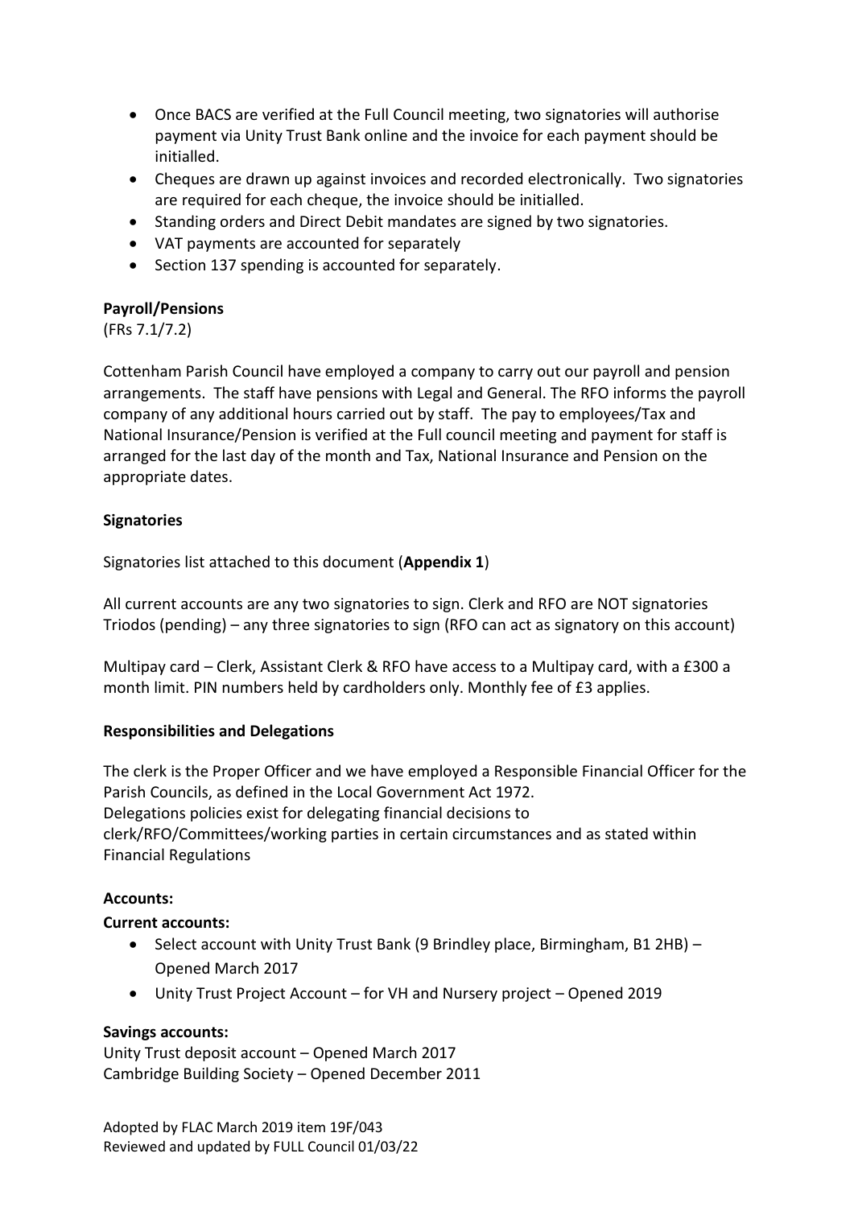- Once BACS are verified at the Full Council meeting, two signatories will authorise payment via Unity Trust Bank online and the invoice for each payment should be initialled.
- Cheques are drawn up against invoices and recorded electronically. Two signatories are required for each cheque, the invoice should be initialled.
- Standing orders and Direct Debit mandates are signed by two signatories.
- VAT payments are accounted for separately
- Section 137 spending is accounted for separately.

**Payroll/Pensions**
(FRs 7.1/7.2)

Cottenham Parish Council have employed a company to carry out our payroll and pension arrangements. The staff have pensions with Legal and General. The RFO informs the payroll company of any additional hours carried out by staff. The pay to employees/Tax and National Insurance/Pension is verified at the Full council meeting and payment for staff is arranged for the last day of the month and Tax, National Insurance and Pension on the appropriate dates.

**Signatories**

Signatories list attached to this document (**Appendix 1**)

All current accounts are any two signatories to sign. Clerk and RFO are NOT signatories
Triodos (pending) – any three signatories to sign (RFO can act as signatory on this account)

Multipay card – Clerk, Assistant Clerk & RFO have access to a Multipay card, with a £300 a month limit. PIN numbers held by cardholders only. Monthly fee of £3 applies.

**Responsibilities and Delegations**

The clerk is the Proper Officer and we have employed a Responsible Financial Officer for the Parish Councils, as defined in the Local Government Act 1972.
Delegations policies exist for delegating financial decisions to clerk/RFO/Committees/working parties in certain circumstances and as stated within Financial Regulations

**Accounts:**

**Current accounts:**

- Select account with Unity Trust Bank (9 Brindley place, Birmingham, B1 2HB) – Opened March 2017
- Unity Trust Project Account – for VH and Nursery project – Opened 2019

**Savings accounts:**
Unity Trust deposit account – Opened March 2017
Cambridge Building Society – Opened December 2011

Adopted by FLAC March 2019 item 19F/043
Reviewed and updated by FULL Council 01/03/22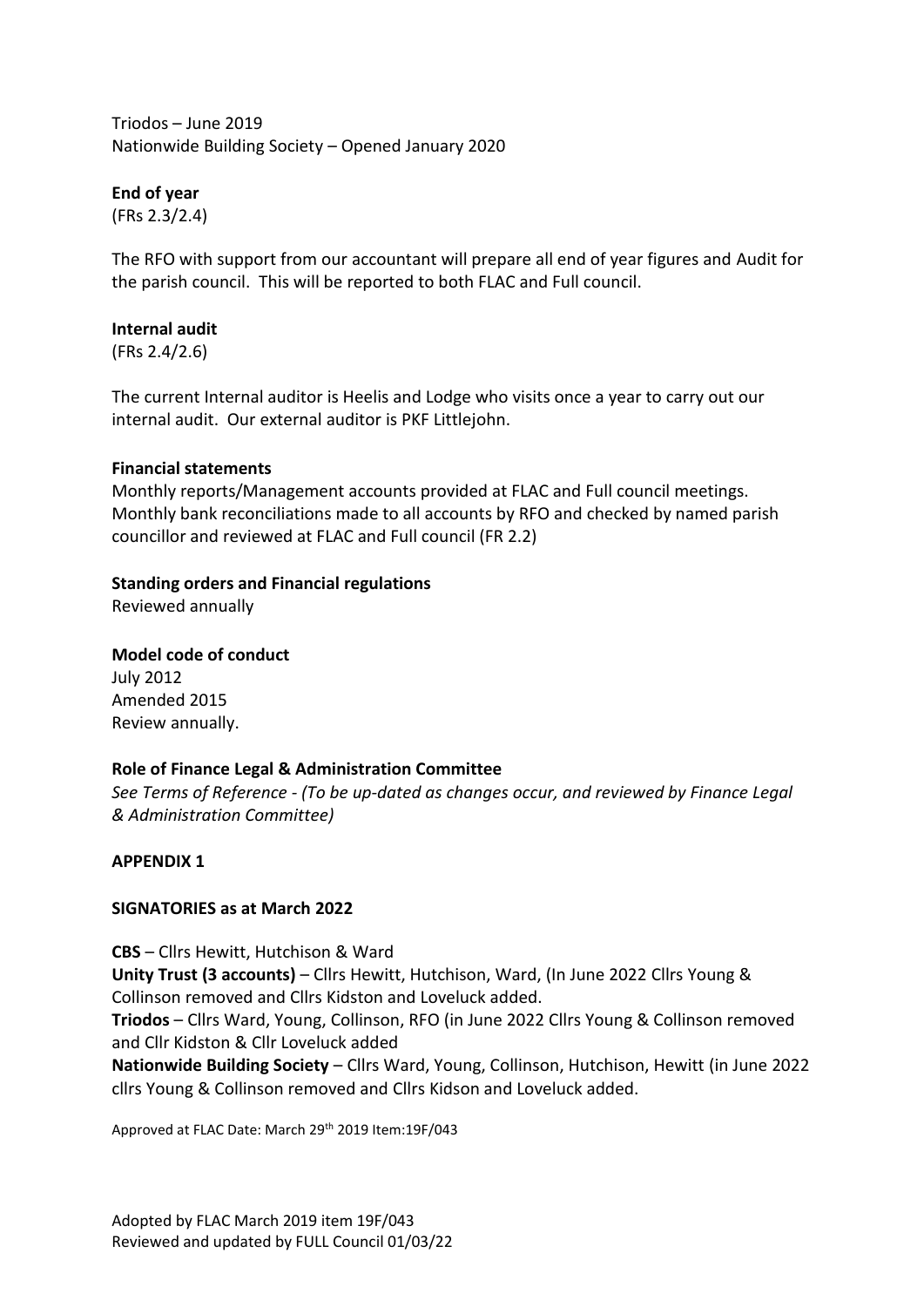Triodos – June 2019
Nationwide Building Society – Opened January 2020

**End of year**
(FRs 2.3/2.4)

The RFO with support from our accountant will prepare all end of year figures and Audit for the parish council. This will be reported to both FLAC and Full council.

**Internal audit**
(FRs 2.4/2.6)

The current Internal auditor is Heelis and Lodge who visits once a year to carry out our internal audit. Our external auditor is PKF Littlejohn.

**Financial statements**
Monthly reports/Management accounts provided at FLAC and Full council meetings. Monthly bank reconciliations made to all accounts by RFO and checked by named parish councillor and reviewed at FLAC and Full council (FR 2.2)

**Standing orders and Financial regulations**
Reviewed annually

**Model code of conduct**
July 2012
Amended 2015
Review annually.

**Role of Finance Legal & Administration Committee**
*See Terms of Reference - (To be up-dated as changes occur, and reviewed by Finance Legal & Administration Committee)*

**APPENDIX 1**

**SIGNATORIES as at March 2022**

**CBS** – Cllrs Hewitt, Hutchison & Ward
**Unity Trust (3 accounts)** – Cllrs Hewitt, Hutchison, Ward, (In June 2022 Cllrs Young & Collinson removed and Cllrs Kidston and Loveluck added.
**Triodos** – Cllrs Ward, Young, Collinson, RFO (in June 2022 Cllrs Young & Collinson removed and Cllr Kidston & Cllr Loveluck added
**Nationwide Building Society** – Cllrs Ward, Young, Collinson, Hutchison, Hewitt (in June 2022 cllrs Young & Collinson removed and Cllrs Kidson and Loveluck added.

Approved at FLAC Date: March 29th 2019 Item:19F/043

Adopted by FLAC March 2019 item 19F/043
Reviewed and updated by FULL Council 01/03/22